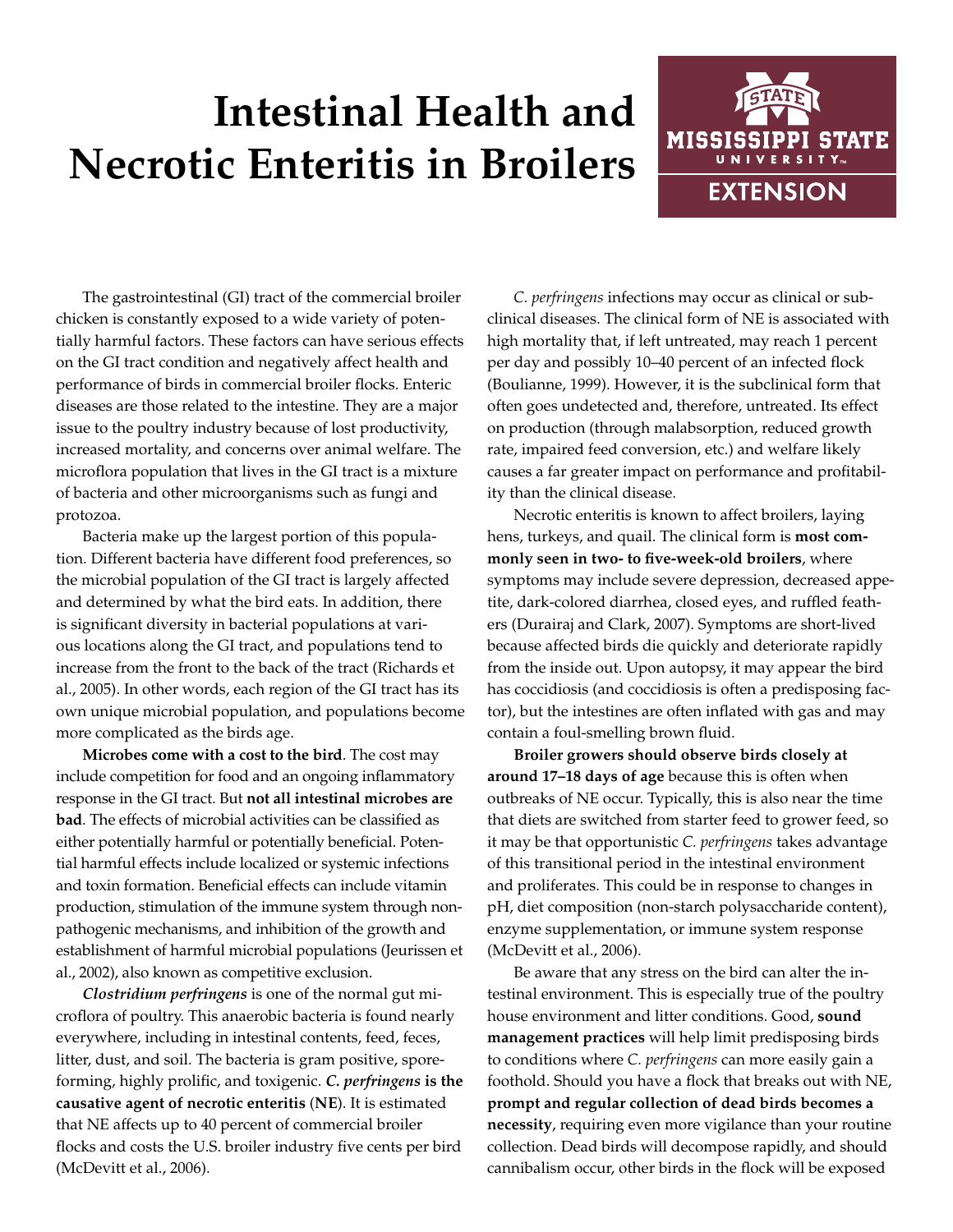# Intestinal Health and Necrotic Enteritis in Broilers

The gastrointestinal (GI) tract of the commercial broiler chicken is constantly exposed to a wide variety of potentially harmful factors. These factors can have serious effects on the GI tract condition and negatively affect health and performance of birds in commercial broiler flocks. Enteric diseases are those related to the intestine. They are a major issue to the poultry industry because of lost productivity, increased mortality, and concerns over animal welfare. The microflora population that lives in the GI tract is a mixture of bacteria and other microorganisms such as fungi and protozoa.

Bacteria make up the largest portion of this population. Different bacteria have different food preferences, so the microbial population of the GI tract is largely affected and determined by what the bird eats. In addition, there is significant diversity in bacterial populations at various locations along the GI tract, and populations tend to increase from the front to the back of the tract (Richards et al., 2005). In other words, each region of the GI tract has its own unique microbial population, and populations become more complicated as the birds age.

**Microbes come with a cost to the bird**. The cost may include competition for food and an ongoing inflammatory response in the GI tract. But **not all intestinal microbes are bad**. The effects of microbial activities can be classified as either potentially harmful or potentially beneficial. Potential harmful effects include localized or systemic infections and toxin formation. Beneficial effects can include vitamin production, stimulation of the immune system through nonpathogenic mechanisms, and inhibition of the growth and establishment of harmful microbial populations (Jeurissen et al., 2002), also known as competitive exclusion.

***Clostridium perfringens*** is one of the normal gut microflora of poultry. This anaerobic bacteria is found nearly everywhere, including in intestinal contents, feed, feces, litter, dust, and soil. The bacteria is gram positive, spore-forming, highly prolific, and toxigenic. ***C. perfringens* is the causative agent of necrotic enteritis** (**NE**). It is estimated that NE affects up to 40 percent of commercial broiler flocks and costs the U.S. broiler industry five cents per bird (McDevitt et al., 2006).

*C. perfringens* infections may occur as clinical or subclinical diseases. The clinical form of NE is associated with high mortality that, if left untreated, may reach 1 percent per day and possibly 10–40 percent of an infected flock (Boulianne, 1999). However, it is the subclinical form that often goes undetected and, therefore, untreated. Its effect on production (through malabsorption, reduced growth rate, impaired feed conversion, etc.) and welfare likely causes a far greater impact on performance and profitability than the clinical disease.

Necrotic enteritis is known to affect broilers, laying hens, turkeys, and quail. The clinical form is **most commonly seen in two- to five-week-old broilers**, where symptoms may include severe depression, decreased appetite, dark-colored diarrhea, closed eyes, and ruffled feathers (Durairaj and Clark, 2007). Symptoms are short-lived because affected birds die quickly and deteriorate rapidly from the inside out. Upon autopsy, it may appear the bird has coccidiosis (and coccidiosis is often a predisposing factor), but the intestines are often inflated with gas and may contain a foul-smelling brown fluid.

**Broiler growers should observe birds closely at around 17–18 days of age** because this is often when outbreaks of NE occur. Typically, this is also near the time that diets are switched from starter feed to grower feed, so it may be that opportunistic *C. perfringens* takes advantage of this transitional period in the intestinal environment and proliferates. This could be in response to changes in pH, diet composition (non-starch polysaccharide content), enzyme supplementation, or immune system response (McDevitt et al., 2006).

Be aware that any stress on the bird can alter the intestinal environment. This is especially true of the poultry house environment and litter conditions. Good, **sound management practices** will help limit predisposing birds to conditions where *C. perfringens* can more easily gain a foothold. Should you have a flock that breaks out with NE, **prompt and regular collection of dead birds becomes a necessity**, requiring even more vigilance than your routine collection. Dead birds will decompose rapidly, and should cannibalism occur, other birds in the flock will be exposed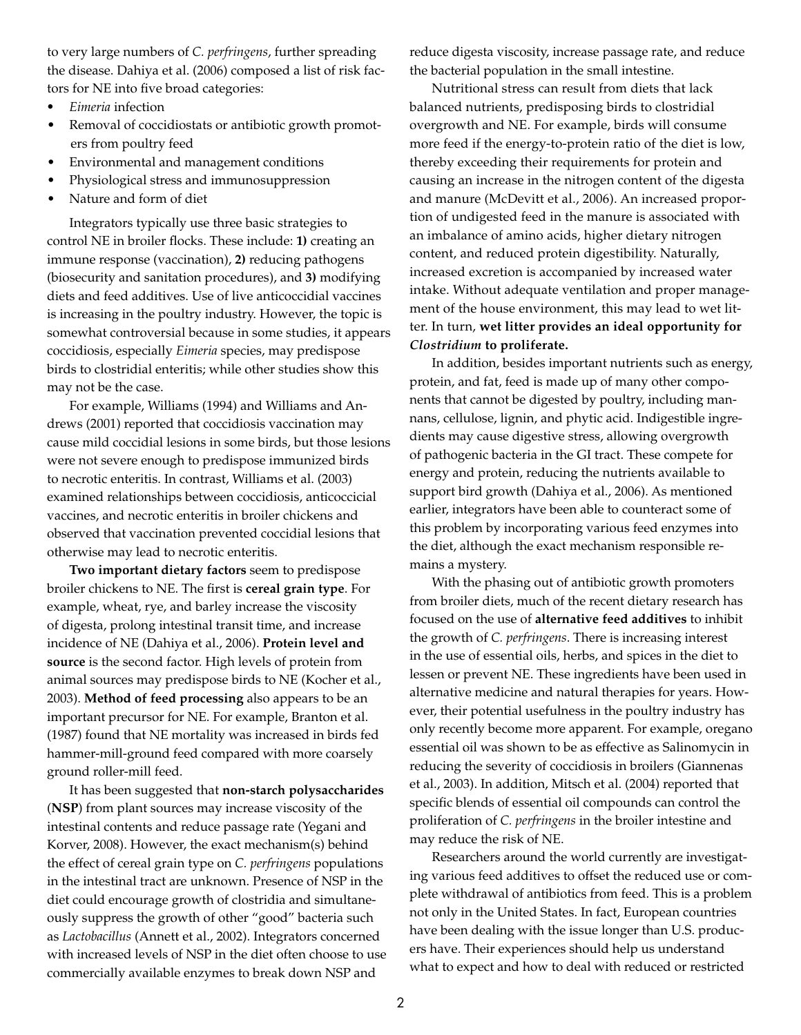to very large numbers of *C. perfringens*, further spreading the disease. Dahiya et al. (2006) composed a list of risk factors for NE into five broad categories:

- *Eimeria* infection
- Removal of coccidiostats or antibiotic growth promoters from poultry feed
- Environmental and management conditions
- Physiological stress and immunosuppression
- Nature and form of diet

Integrators typically use three basic strategies to control NE in broiler flocks. These include: **1)** creating an immune response (vaccination), **2)** reducing pathogens (biosecurity and sanitation procedures), and **3)** modifying diets and feed additives. Use of live anticoccidial vaccines is increasing in the poultry industry. However, the topic is somewhat controversial because in some studies, it appears coccidiosis, especially *Eimeria* species, may predispose birds to clostridial enteritis; while other studies show this may not be the case.

For example, Williams (1994) and Williams and Andrews (2001) reported that coccidiosis vaccination may cause mild coccidial lesions in some birds, but those lesions were not severe enough to predispose immunized birds to necrotic enteritis. In contrast, Williams et al. (2003) examined relationships between coccidiosis, anticoccicial vaccines, and necrotic enteritis in broiler chickens and observed that vaccination prevented coccidial lesions that otherwise may lead to necrotic enteritis.

**Two important dietary factors** seem to predispose broiler chickens to NE. The first is **cereal grain type**. For example, wheat, rye, and barley increase the viscosity of digesta, prolong intestinal transit time, and increase incidence of NE (Dahiya et al., 2006). **Protein level and source** is the second factor. High levels of protein from animal sources may predispose birds to NE (Kocher et al., 2003). **Method of feed processing** also appears to be an important precursor for NE. For example, Branton et al. (1987) found that NE mortality was increased in birds fed hammer-mill-ground feed compared with more coarsely ground roller-mill feed.

It has been suggested that **non-starch polysaccharides** (**NSP**) from plant sources may increase viscosity of the intestinal contents and reduce passage rate (Yegani and Korver, 2008). However, the exact mechanism(s) behind the effect of cereal grain type on *C. perfringens* populations in the intestinal tract are unknown. Presence of NSP in the diet could encourage growth of clostridia and simultaneously suppress the growth of other "good" bacteria such as *Lactobacillus* (Annett et al., 2002). Integrators concerned with increased levels of NSP in the diet often choose to use commercially available enzymes to break down NSP and reduce digesta viscosity, increase passage rate, and reduce the bacterial population in the small intestine.

Nutritional stress can result from diets that lack balanced nutrients, predisposing birds to clostridial overgrowth and NE. For example, birds will consume more feed if the energy-to-protein ratio of the diet is low, thereby exceeding their requirements for protein and causing an increase in the nitrogen content of the digesta and manure (McDevitt et al., 2006). An increased proportion of undigested feed in the manure is associated with an imbalance of amino acids, higher dietary nitrogen content, and reduced protein digestibility. Naturally, increased excretion is accompanied by increased water intake. Without adequate ventilation and proper management of the house environment, this may lead to wet litter. In turn, **wet litter provides an ideal opportunity for *Clostridium* to proliferate.**

In addition, besides important nutrients such as energy, protein, and fat, feed is made up of many other components that cannot be digested by poultry, including mannans, cellulose, lignin, and phytic acid. Indigestible ingredients may cause digestive stress, allowing overgrowth of pathogenic bacteria in the GI tract. These compete for energy and protein, reducing the nutrients available to support bird growth (Dahiya et al., 2006). As mentioned earlier, integrators have been able to counteract some of this problem by incorporating various feed enzymes into the diet, although the exact mechanism responsible remains a mystery.

With the phasing out of antibiotic growth promoters from broiler diets, much of the recent dietary research has focused on the use of **alternative feed additives** to inhibit the growth of *C. perfringens*. There is increasing interest in the use of essential oils, herbs, and spices in the diet to lessen or prevent NE. These ingredients have been used in alternative medicine and natural therapies for years. However, their potential usefulness in the poultry industry has only recently become more apparent. For example, oregano essential oil was shown to be as effective as Salinomycin in reducing the severity of coccidiosis in broilers (Giannenas et al., 2003). In addition, Mitsch et al. (2004) reported that specific blends of essential oil compounds can control the proliferation of *C. perfringens* in the broiler intestine and may reduce the risk of NE.

Researchers around the world currently are investigating various feed additives to offset the reduced use or complete withdrawal of antibiotics from feed. This is a problem not only in the United States. In fact, European countries have been dealing with the issue longer than U.S. producers have. Their experiences should help us understand what to expect and how to deal with reduced or restricted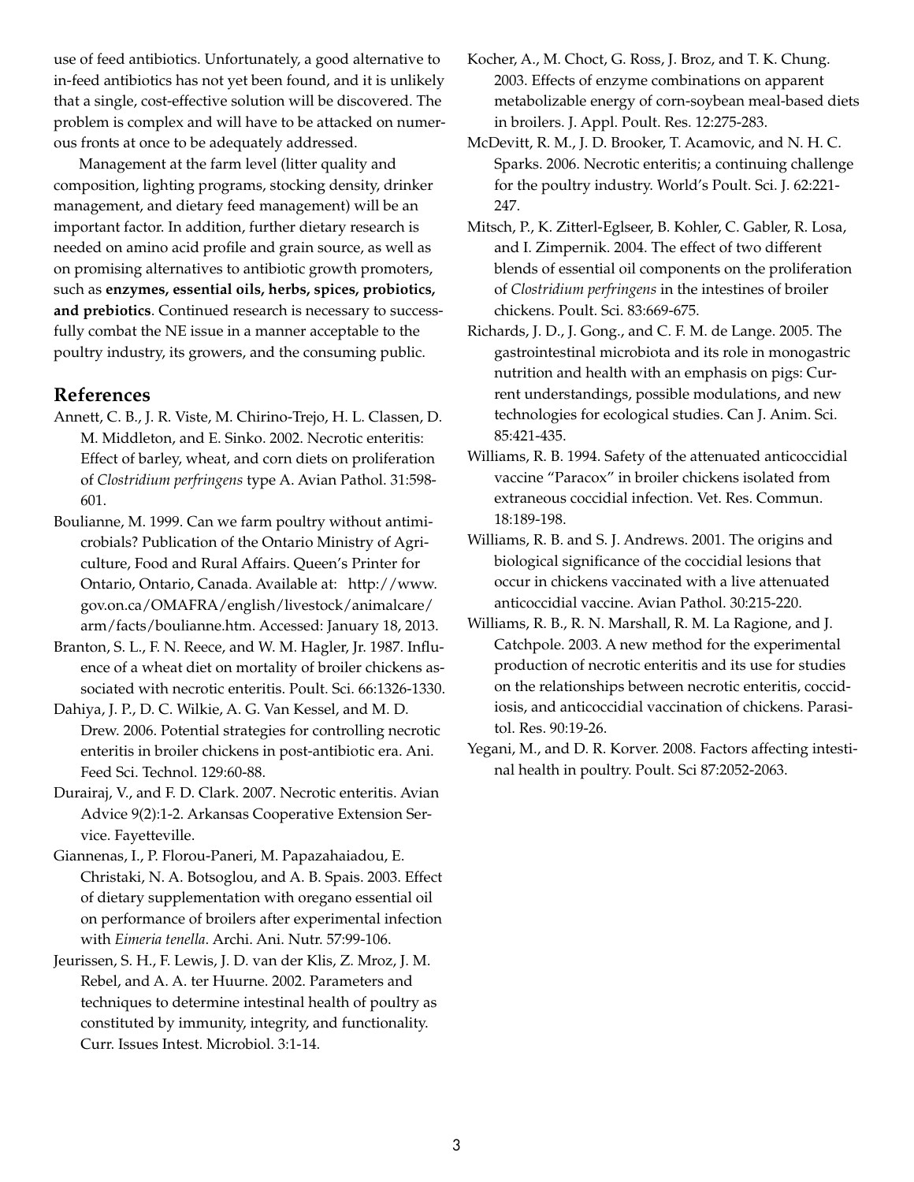use of feed antibiotics. Unfortunately, a good alternative to in-feed antibiotics has not yet been found, and it is unlikely that a single, cost-effective solution will be discovered. The problem is complex and will have to be attacked on numerous fronts at once to be adequately addressed.

Management at the farm level (litter quality and composition, lighting programs, stocking density, drinker management, and dietary feed management) will be an important factor. In addition, further dietary research is needed on amino acid profile and grain source, as well as on promising alternatives to antibiotic growth promoters, such as **enzymes, essential oils, herbs, spices, probiotics, and prebiotics**. Continued research is necessary to successfully combat the NE issue in a manner acceptable to the poultry industry, its growers, and the consuming public.

## References

Annett, C. B., J. R. Viste, M. Chirino-Trejo, H. L. Classen, D. M. Middleton, and E. Sinko. 2002. Necrotic enteritis: Effect of barley, wheat, and corn diets on proliferation of *Clostridium perfringens* type A. Avian Pathol. 31:598-601.

Boulianne, M. 1999. Can we farm poultry without antimicrobials? Publication of the Ontario Ministry of Agriculture, Food and Rural Affairs. Queen's Printer for Ontario, Ontario, Canada. Available at: http://www.gov.on.ca/OMAFRA/english/livestock/animalcare/arm/facts/boulianne.htm. Accessed: January 18, 2013.

Branton, S. L., F. N. Reece, and W. M. Hagler, Jr. 1987. Influence of a wheat diet on mortality of broiler chickens associated with necrotic enteritis. Poult. Sci. 66:1326-1330.

Dahiya, J. P., D. C. Wilkie, A. G. Van Kessel, and M. D. Drew. 2006. Potential strategies for controlling necrotic enteritis in broiler chickens in post-antibiotic era. Ani. Feed Sci. Technol. 129:60-88.

Durairaj, V., and F. D. Clark. 2007. Necrotic enteritis. Avian Advice 9(2):1-2. Arkansas Cooperative Extension Service. Fayetteville.

Giannenas, I., P. Florou-Paneri, M. Papazahaiadou, E. Christaki, N. A. Botsoglou, and A. B. Spais. 2003. Effect of dietary supplementation with oregano essential oil on performance of broilers after experimental infection with *Eimeria tenella*. Archi. Ani. Nutr. 57:99-106.

Jeurissen, S. H., F. Lewis, J. D. van der Klis, Z. Mroz, J. M. Rebel, and A. A. ter Huurne. 2002. Parameters and techniques to determine intestinal health of poultry as constituted by immunity, integrity, and functionality. Curr. Issues Intest. Microbiol. 3:1-14.

Kocher, A., M. Choct, G. Ross, J. Broz, and T. K. Chung. 2003. Effects of enzyme combinations on apparent metabolizable energy of corn-soybean meal-based diets in broilers. J. Appl. Poult. Res. 12:275-283.

McDevitt, R. M., J. D. Brooker, T. Acamovic, and N. H. C. Sparks. 2006. Necrotic enteritis; a continuing challenge for the poultry industry. World's Poult. Sci. J. 62:221-247.

Mitsch, P., K. Zitterl-Eglseer, B. Kohler, C. Gabler, R. Losa, and I. Zimpernik. 2004. The effect of two different blends of essential oil components on the proliferation of *Clostridium perfringens* in the intestines of broiler chickens. Poult. Sci. 83:669-675.

Richards, J. D., J. Gong., and C. F. M. de Lange. 2005. The gastrointestinal microbiota and its role in monogastric nutrition and health with an emphasis on pigs: Current understandings, possible modulations, and new technologies for ecological studies. Can J. Anim. Sci. 85:421-435.

Williams, R. B. 1994. Safety of the attenuated anticoccidial vaccine "Paracox" in broiler chickens isolated from extraneous coccidial infection. Vet. Res. Commun. 18:189-198.

Williams, R. B. and S. J. Andrews. 2001. The origins and biological significance of the coccidial lesions that occur in chickens vaccinated with a live attenuated anticoccidial vaccine. Avian Pathol. 30:215-220.

Williams, R. B., R. N. Marshall, R. M. La Ragione, and J. Catchpole. 2003. A new method for the experimental production of necrotic enteritis and its use for studies on the relationships between necrotic enteritis, coccidiosis, and anticoccidial vaccination of chickens. Parasitol. Res. 90:19-26.

Yegani, M., and D. R. Korver. 2008. Factors affecting intestinal health in poultry. Poult. Sci 87:2052-2063.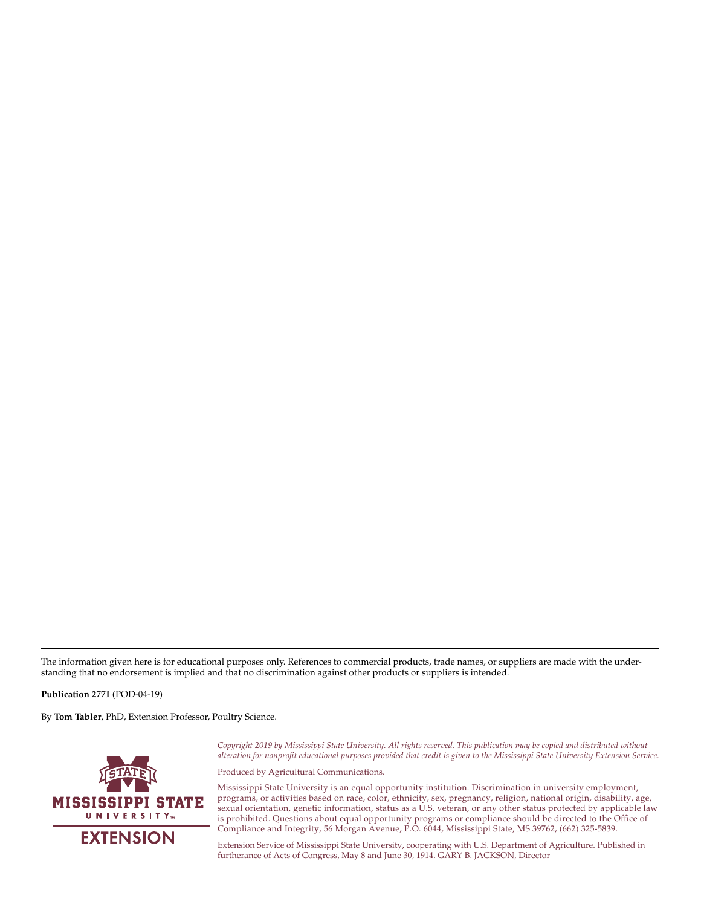The information given here is for educational purposes only. References to commercial products, trade names, or suppliers are made with the understanding that no endorsement is implied and that no discrimination against other products or suppliers is intended.

**Publication 2771** (POD-04-19)

By **Tom Tabler**, PhD, Extension Professor, Poultry Science.

*Copyright 2019 by Mississippi State University. All rights reserved. This publication may be copied and distributed without alteration for nonprofit educational purposes provided that credit is given to the Mississippi State University Extension Service.*

Produced by Agricultural Communications.

Mississippi State University is an equal opportunity institution. Discrimination in university employment, programs, or activities based on race, color, ethnicity, sex, pregnancy, religion, national origin, disability, age, sexual orientation, genetic information, status as a U.S. veteran, or any other status protected by applicable law is prohibited. Questions about equal opportunity programs or compliance should be directed to the Office of Compliance and Integrity, 56 Morgan Avenue, P.O. 6044, Mississippi State, MS 39762, (662) 325-5839.

Extension Service of Mississippi State University, cooperating with U.S. Department of Agriculture. Published in furtherance of Acts of Congress, May 8 and June 30, 1914. GARY B. JACKSON, Director